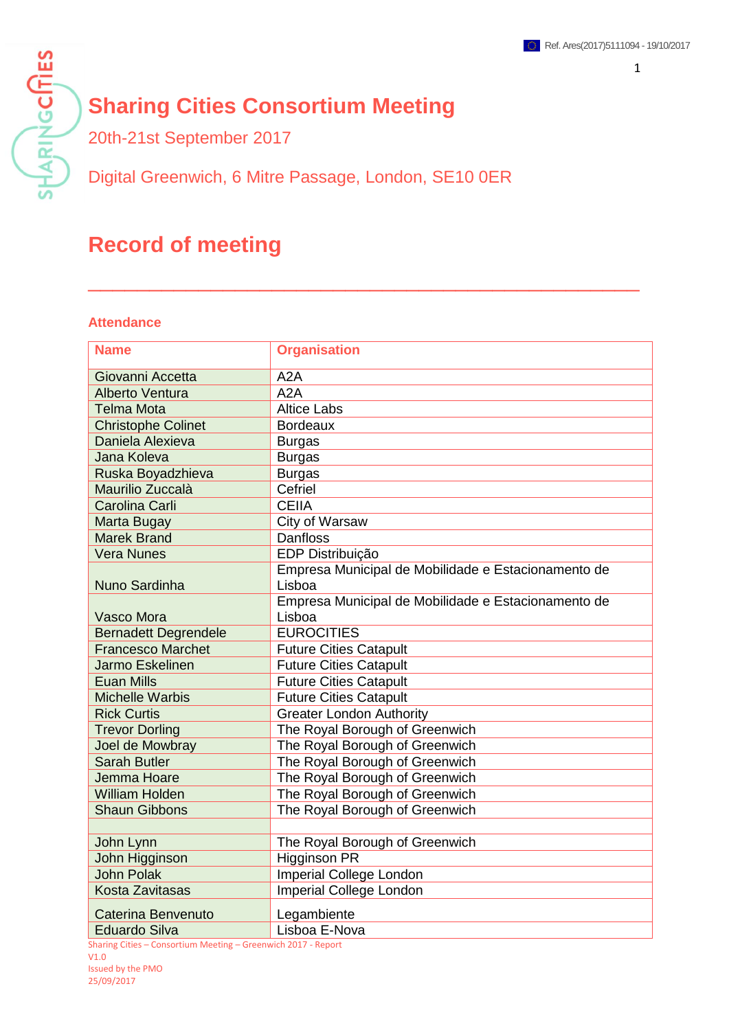Ref. Ares(2017)5111094 - 19/10/2017

# Sharing Cities Consortium Meeting

20th-21st September 2017

Digital Greenwich, 6 Mitre Passage, London, SE10 0ER

# Record of meeting

## Attendance

| Name | Organisation |
|---|---|
| Giovanni Accetta | A2A |
| Alberto Ventura | A2A |
| Telma Mota | Altice Labs |
| Christophe Colinet | Bordeaux |
| Daniela Alexieva | Burgas |
| Jana Koleva | Burgas |
| Ruska Boyadzhieva | Burgas |
| Maurilio Zuccalà | Cefriel |
| Carolina Carli | CEIIA |
| Marta Bugay | City of Warsaw |
| Marek Brand | Danfloss |
| Vera Nunes | EDP Distribuição |
| Nuno Sardinha | Empresa Municipal de Mobilidade e Estacionamento de Lisboa |
| Vasco Mora | Empresa Municipal de Mobilidade e Estacionamento de Lisboa |
| Bernadett Degrendele | EUROCITIES |
| Francesco Marchet | Future Cities Catapult |
| Jarmo Eskelinen | Future Cities Catapult |
| Euan Mills | Future Cities Catapult |
| Michelle Warbis | Future Cities Catapult |
| Rick Curtis | Greater London Authority |
| Trevor Dorling | The Royal Borough of Greenwich |
| Joel de Mowbray | The Royal Borough of Greenwich |
| Sarah Butler | The Royal Borough of Greenwich |
| Jemma Hoare | The Royal Borough of Greenwich |
| William Holden | The Royal Borough of Greenwich |
| Shaun Gibbons | The Royal Borough of Greenwich |
| | |
| John Lynn | The Royal Borough of Greenwich |
| John Higginson | Higginson PR |
| John Polak | Imperial College London |
| Kosta Zavitasas | Imperial College London |
| Caterina Benvenuto | Legambiente |
| Eduardo Silva | Lisboa E-Nova |

Sharing Cities – Consortium Meeting – Greenwich 2017 - Report
V1.0
Issued by the PMO
25/09/2017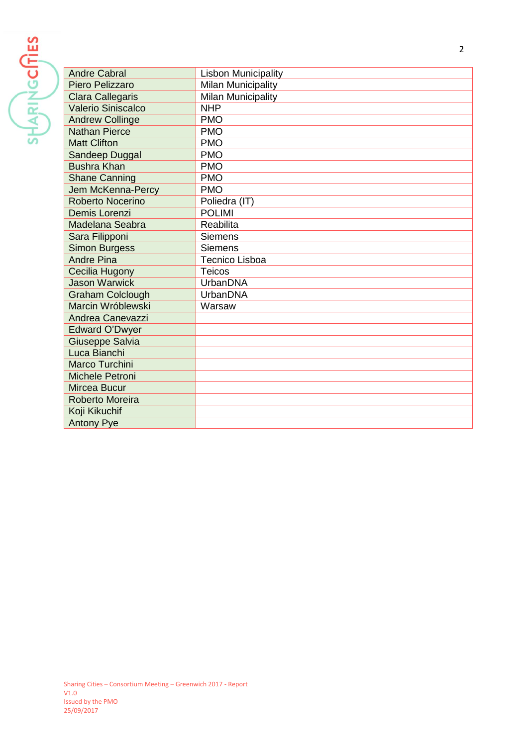| | |
|---|---|
| Andre Cabral | Lisbon Municipality |
| Piero Pelizzaro | Milan Municipality |
| Clara Callegaris | Milan Municipality |
| Valerio Siniscalco | NHP |
| Andrew Collinge | PMO |
| Nathan Pierce | PMO |
| Matt Clifton | PMO |
| Sandeep Duggal | PMO |
| Bushra Khan | PMO |
| Shane Canning | PMO |
| Jem McKenna-Percy | PMO |
| Roberto Nocerino | Poliedra (IT) |
| Demis Lorenzi | POLIMI |
| Madelana Seabra | Reabilita |
| Sara Filipponi | Siemens |
| Simon Burgess | Siemens |
| Andre Pina | Tecnico Lisboa |
| Cecilia Hugony | Teicos |
| Jason Warwick | UrbanDNA |
| Graham Colclough | UrbanDNA |
| Marcin Wróblewski | Warsaw |
| Andrea Canevazzi | |
| Edward O'Dwyer | |
| Giuseppe Salvia | |
| Luca Bianchi | |
| Marco Turchini | |
| Michele Petroni | |
| Mircea Bucur | |
| Roberto Moreira | |
| Koji Kikuchif | |
| Antony Pye | |

Sharing Cities – Consortium Meeting – Greenwich 2017 - Report
V1.0
Issued by the PMO
25/09/2017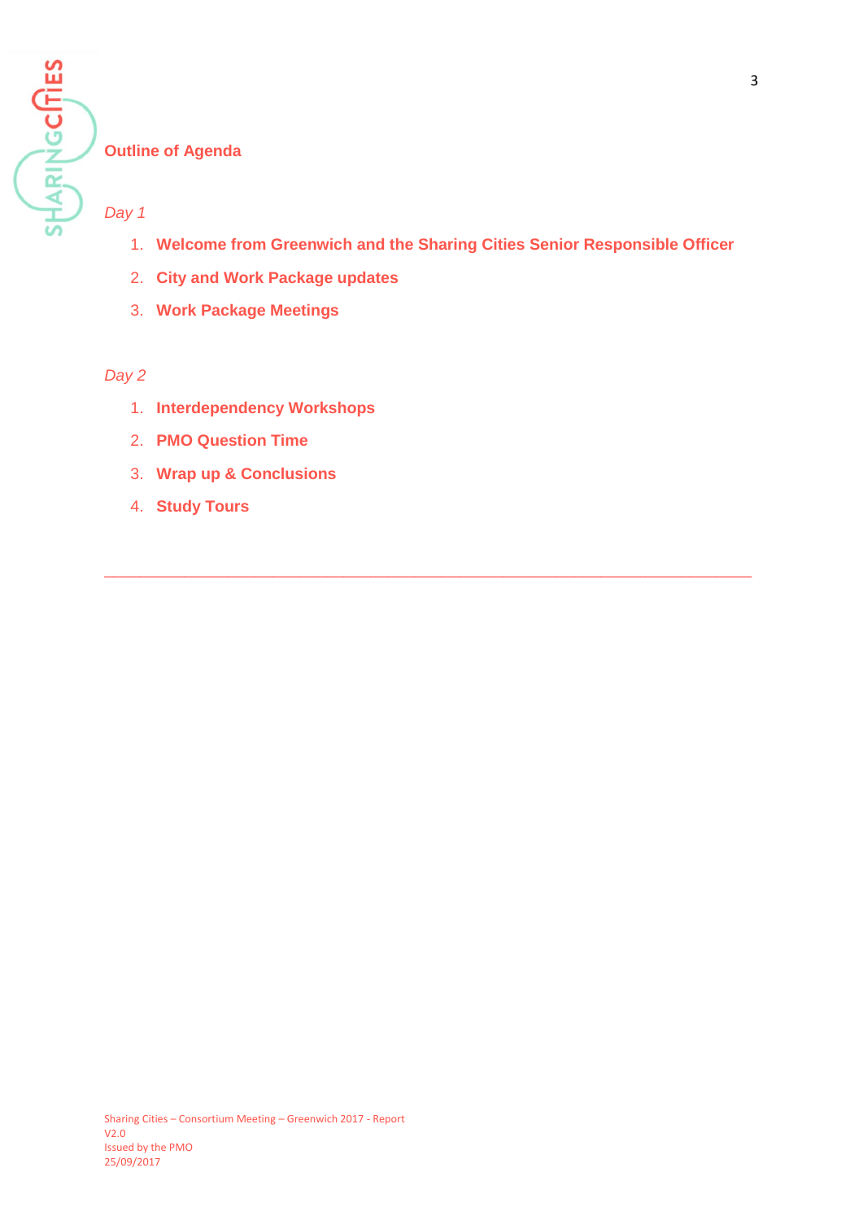## Outline of Agenda

*Day 1*

1. **Welcome from Greenwich and the Sharing Cities Senior Responsible Officer**
2. **City and Work Package updates**
3. **Work Package Meetings**

*Day 2*

1. **Interdependency Workshops**
2. **PMO Question Time**
3. **Wrap up & Conclusions**
4. **Study Tours**

---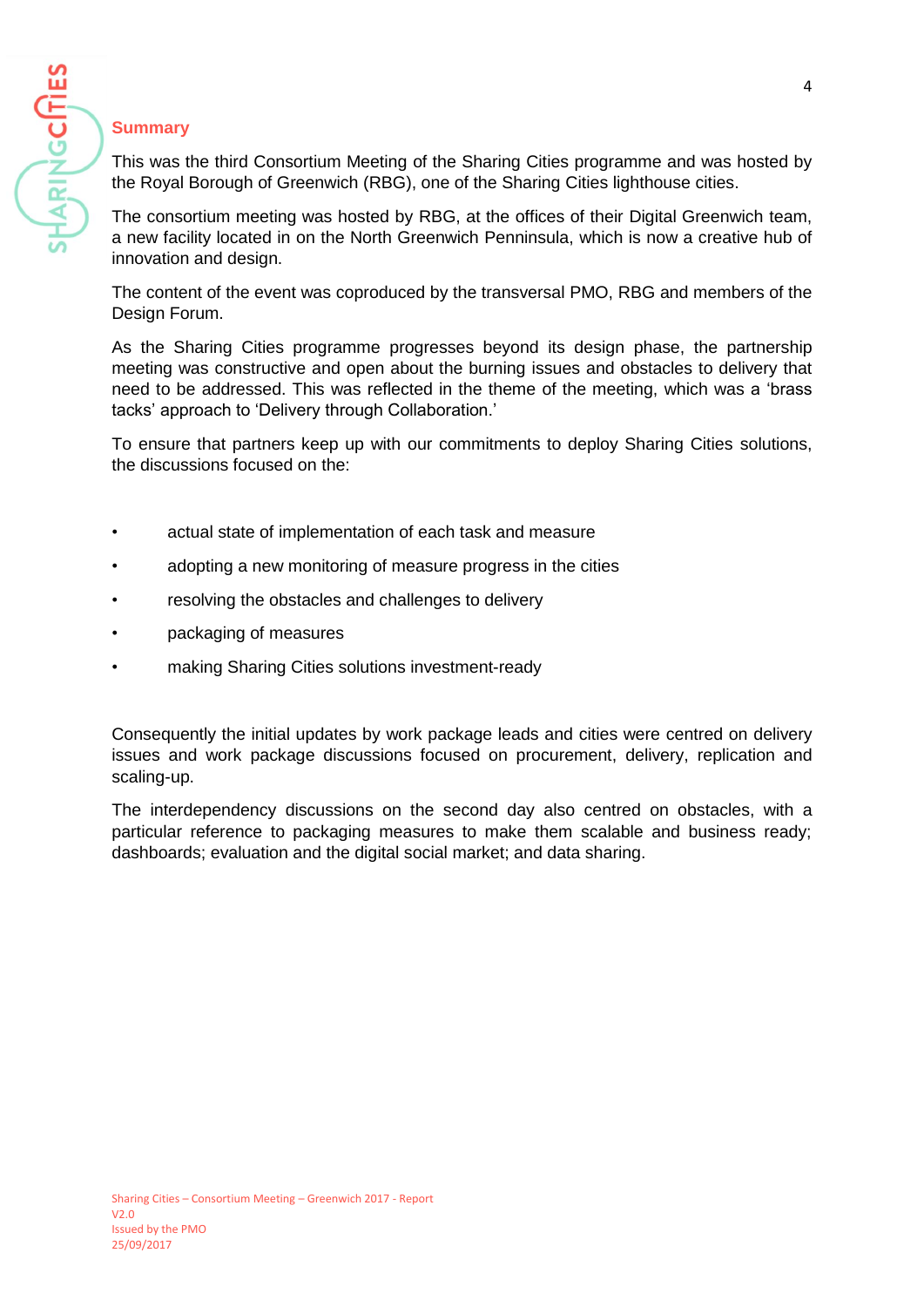## Summary

This was the third Consortium Meeting of the Sharing Cities programme and was hosted by the Royal Borough of Greenwich (RBG), one of the Sharing Cities lighthouse cities.

The consortium meeting was hosted by RBG, at the offices of their Digital Greenwich team, a new facility located in on the North Greenwich Penninsula, which is now a creative hub of innovation and design.

The content of the event was coproduced by the transversal PMO, RBG and members of the Design Forum.

As the Sharing Cities programme progresses beyond its design phase, the partnership meeting was constructive and open about the burning issues and obstacles to delivery that need to be addressed. This was reflected in the theme of the meeting, which was a 'brass tacks' approach to 'Delivery through Collaboration.'

To ensure that partners keep up with our commitments to deploy Sharing Cities solutions, the discussions focused on the:

- actual state of implementation of each task and measure
- adopting a new monitoring of measure progress in the cities
- resolving the obstacles and challenges to delivery
- packaging of measures
- making Sharing Cities solutions investment-ready

Consequently the initial updates by work package leads and cities were centred on delivery issues and work package discussions focused on procurement, delivery, replication and scaling-up.

The interdependency discussions on the second day also centred on obstacles, with a particular reference to packaging measures to make them scalable and business ready; dashboards; evaluation and the digital social market; and data sharing.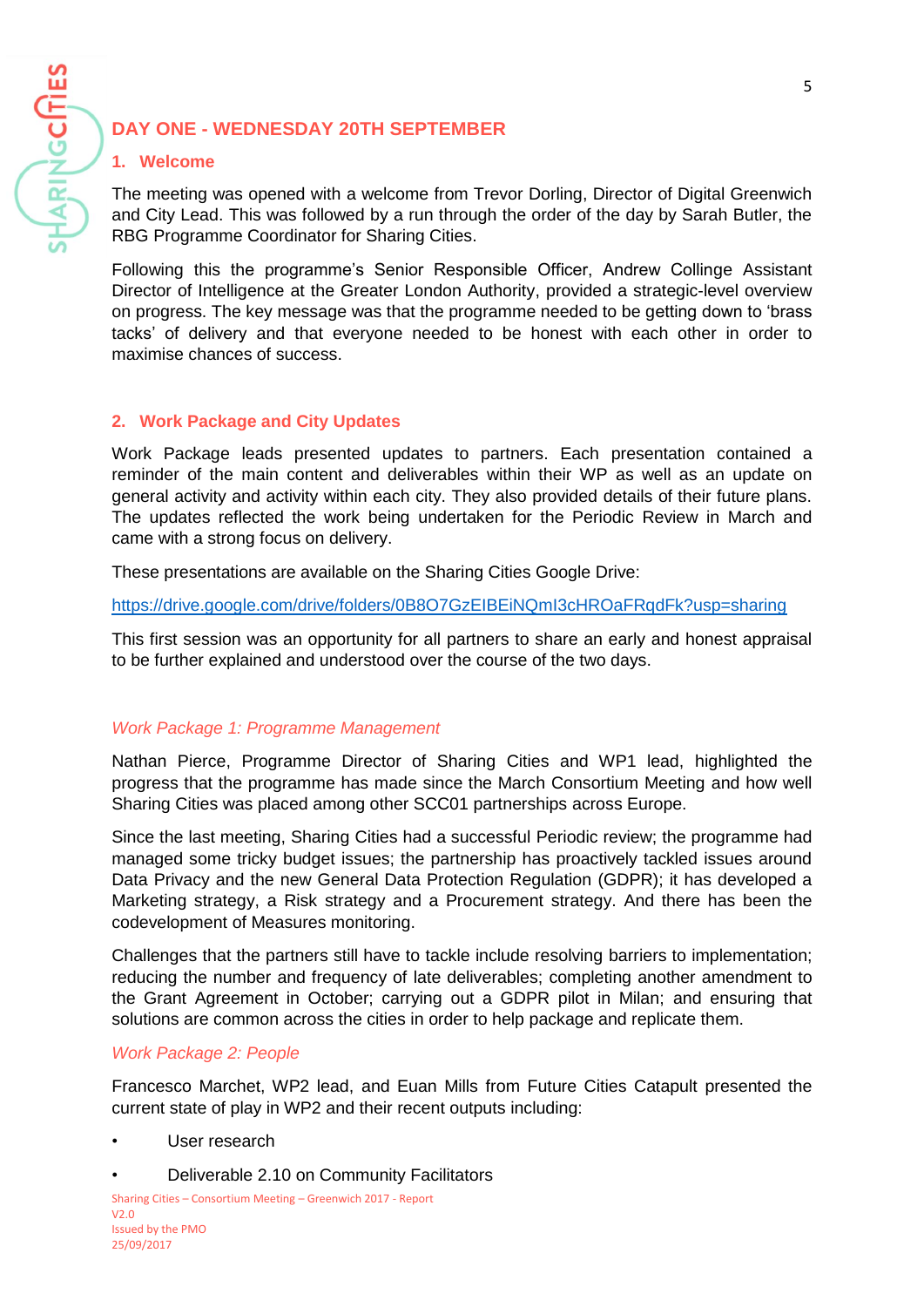## DAY ONE - WEDNESDAY 20TH SEPTEMBER

### 1. Welcome

The meeting was opened with a welcome from Trevor Dorling, Director of Digital Greenwich and City Lead. This was followed by a run through the order of the day by Sarah Butler, the RBG Programme Coordinator for Sharing Cities.

Following this the programme's Senior Responsible Officer, Andrew Collinge Assistant Director of Intelligence at the Greater London Authority, provided a strategic-level overview on progress. The key message was that the programme needed to be getting down to 'brass tacks' of delivery and that everyone needed to be honest with each other in order to maximise chances of success.

### 2. Work Package and City Updates

Work Package leads presented updates to partners. Each presentation contained a reminder of the main content and deliverables within their WP as well as an update on general activity and activity within each city. They also provided details of their future plans. The updates reflected the work being undertaken for the Periodic Review in March and came with a strong focus on delivery.

These presentations are available on the Sharing Cities Google Drive:

https://drive.google.com/drive/folders/0B8O7GzEIBEiNQmI3cHROaFRqdFk?usp=sharing

This first session was an opportunity for all partners to share an early and honest appraisal to be further explained and understood over the course of the two days.

#### *Work Package 1: Programme Management*

Nathan Pierce, Programme Director of Sharing Cities and WP1 lead, highlighted the progress that the programme has made since the March Consortium Meeting and how well Sharing Cities was placed among other SCC01 partnerships across Europe.

Since the last meeting, Sharing Cities had a successful Periodic review; the programme had managed some tricky budget issues; the partnership has proactively tackled issues around Data Privacy and the new General Data Protection Regulation (GDPR); it has developed a Marketing strategy, a Risk strategy and a Procurement strategy. And there has been the codevelopment of Measures monitoring.

Challenges that the partners still have to tackle include resolving barriers to implementation; reducing the number and frequency of late deliverables; completing another amendment to the Grant Agreement in October; carrying out a GDPR pilot in Milan; and ensuring that solutions are common across the cities in order to help package and replicate them.

#### *Work Package 2: People*

Francesco Marchet, WP2 lead, and Euan Mills from Future Cities Catapult presented the current state of play in WP2 and their recent outputs including:

- User research
- Deliverable 2.10 on Community Facilitators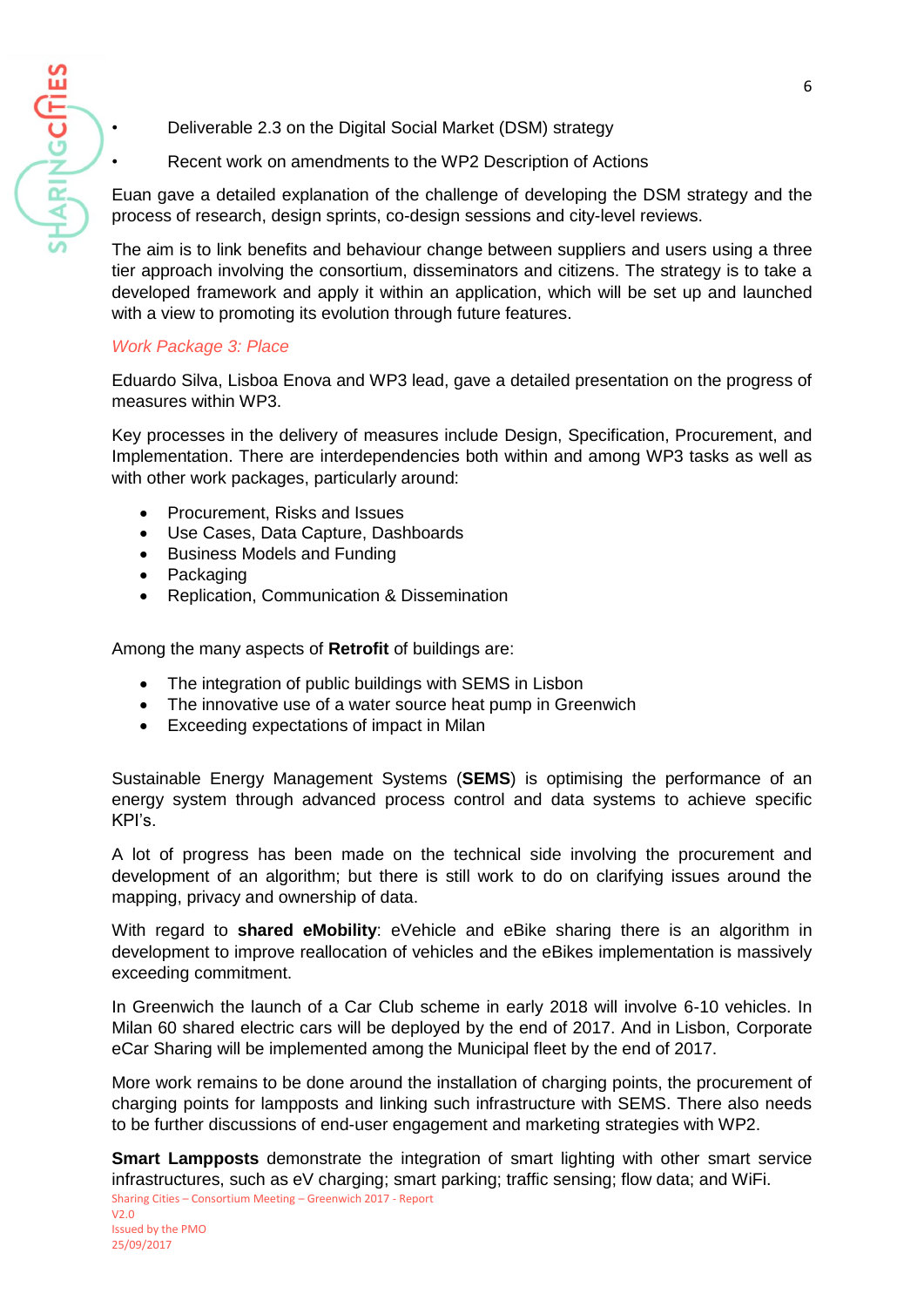- Deliverable 2.3 on the Digital Social Market (DSM) strategy
- Recent work on amendments to the WP2 Description of Actions

Euan gave a detailed explanation of the challenge of developing the DSM strategy and the process of research, design sprints, co-design sessions and city-level reviews.

The aim is to link benefits and behaviour change between suppliers and users using a three tier approach involving the consortium, disseminators and citizens. The strategy is to take a developed framework and apply it within an application, which will be set up and launched with a view to promoting its evolution through future features.

### *Work Package 3: Place*

Eduardo Silva, Lisboa Enova and WP3 lead, gave a detailed presentation on the progress of measures within WP3.

Key processes in the delivery of measures include Design, Specification, Procurement, and Implementation. There are interdependencies both within and among WP3 tasks as well as with other work packages, particularly around:

- Procurement, Risks and Issues
- Use Cases, Data Capture, Dashboards
- Business Models and Funding
- Packaging
- Replication, Communication & Dissemination

Among the many aspects of **Retrofit** of buildings are:

- The integration of public buildings with SEMS in Lisbon
- The innovative use of a water source heat pump in Greenwich
- Exceeding expectations of impact in Milan

Sustainable Energy Management Systems (**SEMS**) is optimising the performance of an energy system through advanced process control and data systems to achieve specific KPI's.

A lot of progress has been made on the technical side involving the procurement and development of an algorithm; but there is still work to do on clarifying issues around the mapping, privacy and ownership of data.

With regard to **shared eMobility**: eVehicle and eBike sharing there is an algorithm in development to improve reallocation of vehicles and the eBikes implementation is massively exceeding commitment.

In Greenwich the launch of a Car Club scheme in early 2018 will involve 6-10 vehicles. In Milan 60 shared electric cars will be deployed by the end of 2017. And in Lisbon, Corporate eCar Sharing will be implemented among the Municipal fleet by the end of 2017.

More work remains to be done around the installation of charging points, the procurement of charging points for lampposts and linking such infrastructure with SEMS. There also needs to be further discussions of end-user engagement and marketing strategies with WP2.

**Smart Lampposts** demonstrate the integration of smart lighting with other smart service infrastructures, such as eV charging; smart parking; traffic sensing; flow data; and WiFi.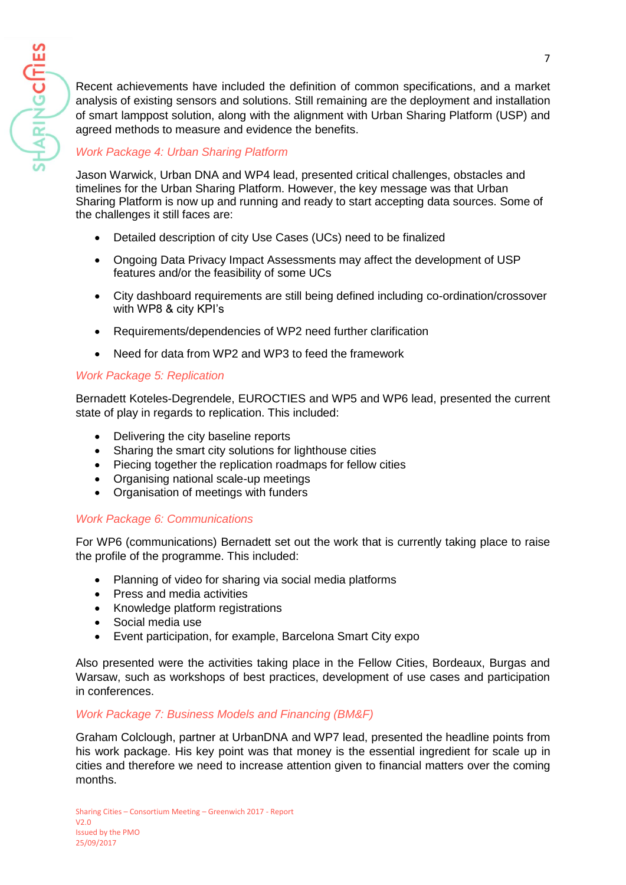Recent achievements have included the definition of common specifications, and a market analysis of existing sensors and solutions. Still remaining are the deployment and installation of smart lamppost solution, along with the alignment with Urban Sharing Platform (USP) and agreed methods to measure and evidence the benefits.

### *Work Package 4: Urban Sharing Platform*

Jason Warwick, Urban DNA and WP4 lead, presented critical challenges, obstacles and timelines for the Urban Sharing Platform. However, the key message was that Urban Sharing Platform is now up and running and ready to start accepting data sources. Some of the challenges it still faces are:

- Detailed description of city Use Cases (UCs) need to be finalized
- Ongoing Data Privacy Impact Assessments may affect the development of USP features and/or the feasibility of some UCs
- City dashboard requirements are still being defined including co-ordination/crossover with WP8 & city KPI's
- Requirements/dependencies of WP2 need further clarification
- Need for data from WP2 and WP3 to feed the framework

### *Work Package 5: Replication*

Bernadett Koteles-Degrendele, EUROCTIES and WP5 and WP6 lead, presented the current state of play in regards to replication. This included:

- Delivering the city baseline reports
- Sharing the smart city solutions for lighthouse cities
- Piecing together the replication roadmaps for fellow cities
- Organising national scale-up meetings
- Organisation of meetings with funders

### *Work Package 6: Communications*

For WP6 (communications) Bernadett set out the work that is currently taking place to raise the profile of the programme. This included:

- Planning of video for sharing via social media platforms
- Press and media activities
- Knowledge platform registrations
- Social media use
- Event participation, for example, Barcelona Smart City expo

Also presented were the activities taking place in the Fellow Cities, Bordeaux, Burgas and Warsaw, such as workshops of best practices, development of use cases and participation in conferences.

### *Work Package 7: Business Models and Financing (BM&F)*

Graham Colclough, partner at UrbanDNA and WP7 lead, presented the headline points from his work package. His key point was that money is the essential ingredient for scale up in cities and therefore we need to increase attention given to financial matters over the coming months.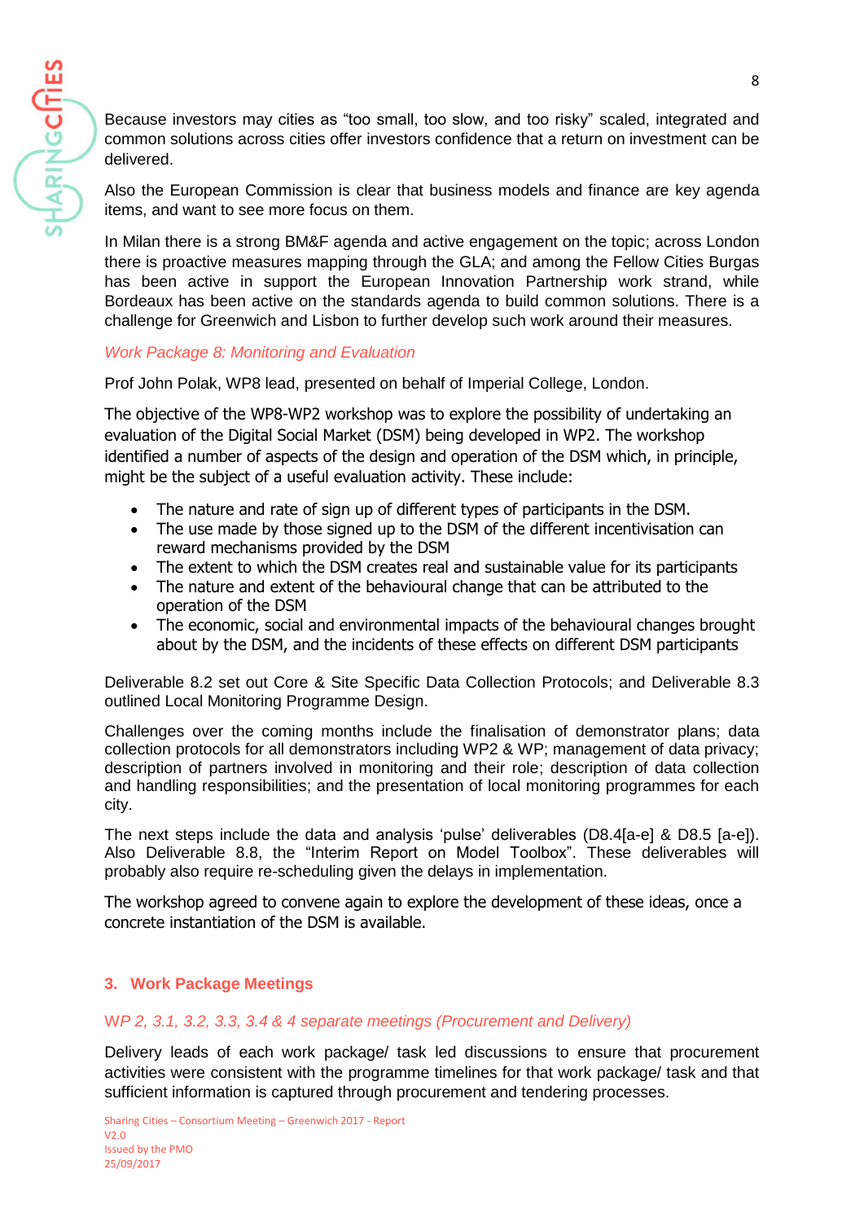Because investors may cities as “too small, too slow, and too risky” scaled, integrated and common solutions across cities offer investors confidence that a return on investment can be delivered.

Also the European Commission is clear that business models and finance are key agenda items, and want to see more focus on them.

In Milan there is a strong BM&F agenda and active engagement on the topic; across London there is proactive measures mapping through the GLA; and among the Fellow Cities Burgas has been active in support the European Innovation Partnership work strand, while Bordeaux has been active on the standards agenda to build common solutions. There is a challenge for Greenwich and Lisbon to further develop such work around their measures.

*Work Package 8: Monitoring and Evaluation*

Prof John Polak, WP8 lead, presented on behalf of Imperial College, London.

The objective of the WP8-WP2 workshop was to explore the possibility of undertaking an evaluation of the Digital Social Market (DSM) being developed in WP2. The workshop identified a number of aspects of the design and operation of the DSM which, in principle, might be the subject of a useful evaluation activity. These include:

- The nature and rate of sign up of different types of participants in the DSM.
- The use made by those signed up to the DSM of the different incentivisation can reward mechanisms provided by the DSM
- The extent to which the DSM creates real and sustainable value for its participants
- The nature and extent of the behavioural change that can be attributed to the operation of the DSM
- The economic, social and environmental impacts of the behavioural changes brought about by the DSM, and the incidents of these effects on different DSM participants

Deliverable 8.2 set out Core & Site Specific Data Collection Protocols; and Deliverable 8.3 outlined Local Monitoring Programme Design.

Challenges over the coming months include the finalisation of demonstrator plans; data collection protocols for all demonstrators including WP2 & WP; management of data privacy; description of partners involved in monitoring and their role; description of data collection and handling responsibilities; and the presentation of local monitoring programmes for each city.

The next steps include the data and analysis ‘pulse’ deliverables (D8.4[a-e] & D8.5 [a-e]). Also Deliverable 8.8, the “Interim Report on Model Toolbox”. These deliverables will probably also require re-scheduling given the delays in implementation.

The workshop agreed to convene again to explore the development of these ideas, once a concrete instantiation of the DSM is available.

## 3. Work Package Meetings

*WP 2, 3.1, 3.2, 3.3, 3.4 & 4 separate meetings (Procurement and Delivery)*

Delivery leads of each work package/ task led discussions to ensure that procurement activities were consistent with the programme timelines for that work package/ task and that sufficient information is captured through procurement and tendering processes.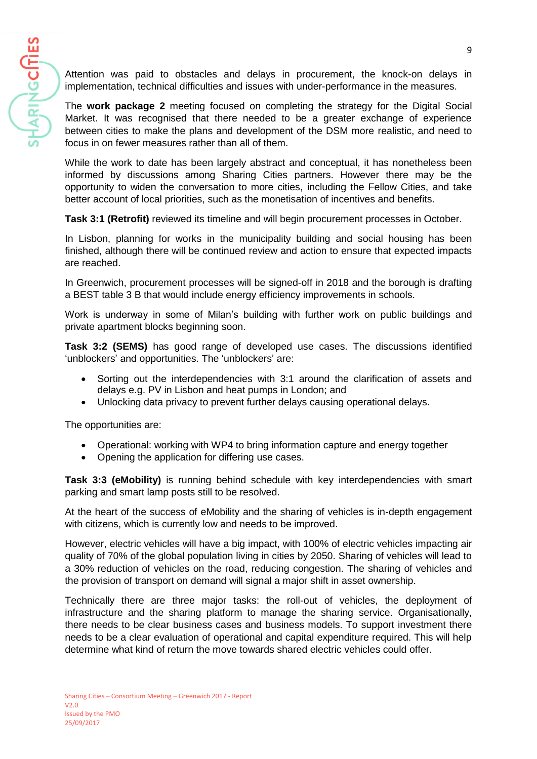Attention was paid to obstacles and delays in procurement, the knock-on delays in implementation, technical difficulties and issues with under-performance in the measures.

The **work package 2** meeting focused on completing the strategy for the Digital Social Market. It was recognised that there needed to be a greater exchange of experience between cities to make the plans and development of the DSM more realistic, and need to focus in on fewer measures rather than all of them.

While the work to date has been largely abstract and conceptual, it has nonetheless been informed by discussions among Sharing Cities partners. However there may be the opportunity to widen the conversation to more cities, including the Fellow Cities, and take better account of local priorities, such as the monetisation of incentives and benefits.

**Task 3:1 (Retrofit)** reviewed its timeline and will begin procurement processes in October.

In Lisbon, planning for works in the municipality building and social housing has been finished, although there will be continued review and action to ensure that expected impacts are reached.

In Greenwich, procurement processes will be signed-off in 2018 and the borough is drafting a BEST table 3 B that would include energy efficiency improvements in schools.

Work is underway in some of Milan's building with further work on public buildings and private apartment blocks beginning soon.

**Task 3:2 (SEMS)** has good range of developed use cases. The discussions identified 'unblockers' and opportunities. The 'unblockers' are:

- Sorting out the interdependencies with 3:1 around the clarification of assets and delays e.g. PV in Lisbon and heat pumps in London; and
- Unlocking data privacy to prevent further delays causing operational delays.

The opportunities are:

- Operational: working with WP4 to bring information capture and energy together
- Opening the application for differing use cases.

**Task 3:3 (eMobility)** is running behind schedule with key interdependencies with smart parking and smart lamp posts still to be resolved.

At the heart of the success of eMobility and the sharing of vehicles is in-depth engagement with citizens, which is currently low and needs to be improved.

However, electric vehicles will have a big impact, with 100% of electric vehicles impacting air quality of 70% of the global population living in cities by 2050. Sharing of vehicles will lead to a 30% reduction of vehicles on the road, reducing congestion. The sharing of vehicles and the provision of transport on demand will signal a major shift in asset ownership.

Technically there are three major tasks: the roll-out of vehicles, the deployment of infrastructure and the sharing platform to manage the sharing service. Organisationally, there needs to be clear business cases and business models. To support investment there needs to be a clear evaluation of operational and capital expenditure required. This will help determine what kind of return the move towards shared electric vehicles could offer.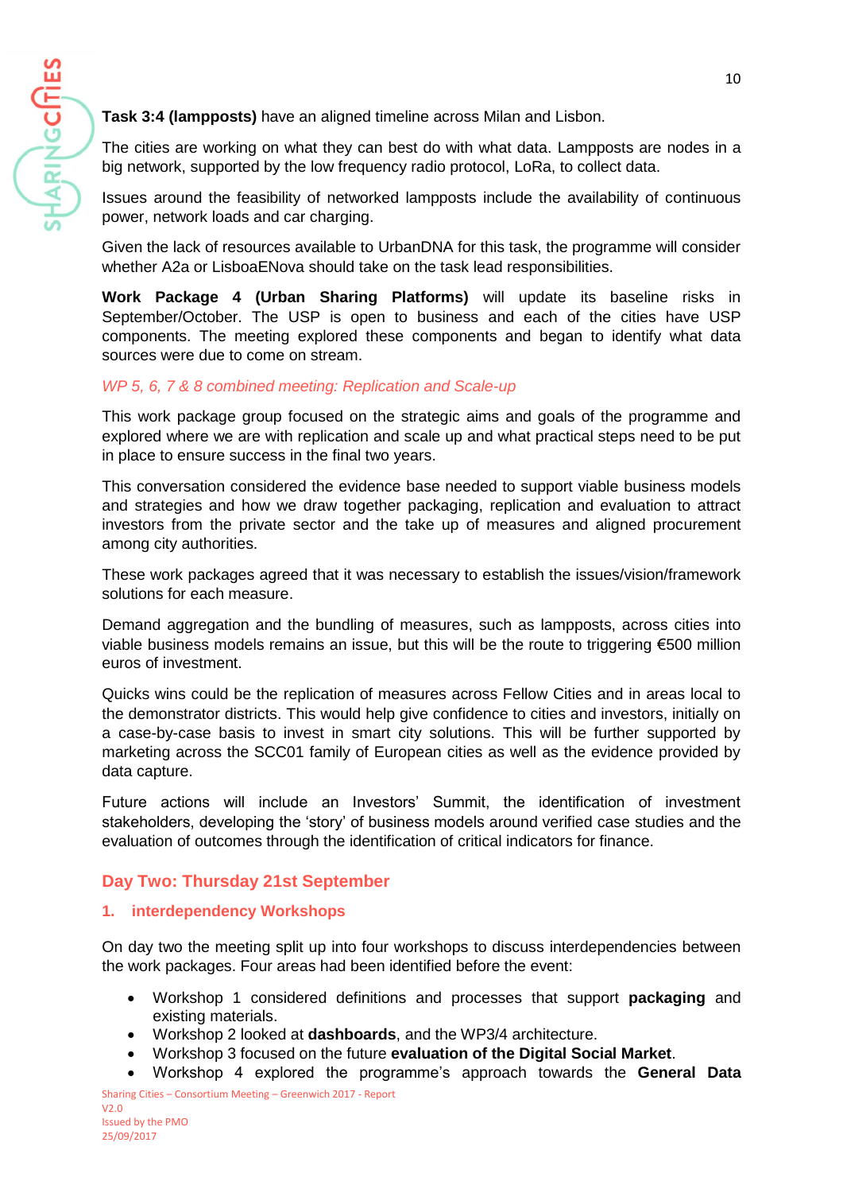**Task 3:4 (lampposts)** have an aligned timeline across Milan and Lisbon.

The cities are working on what they can best do with what data. Lampposts are nodes in a big network, supported by the low frequency radio protocol, LoRa, to collect data.

Issues around the feasibility of networked lampposts include the availability of continuous power, network loads and car charging.

Given the lack of resources available to UrbanDNA for this task, the programme will consider whether A2a or LisboaENova should take on the task lead responsibilities.

**Work Package 4 (Urban Sharing Platforms)** will update its baseline risks in September/October. The USP is open to business and each of the cities have USP components. The meeting explored these components and began to identify what data sources were due to come on stream.

*WP 5, 6, 7 & 8 combined meeting: Replication and Scale-up*

This work package group focused on the strategic aims and goals of the programme and explored where we are with replication and scale up and what practical steps need to be put in place to ensure success in the final two years.

This conversation considered the evidence base needed to support viable business models and strategies and how we draw together packaging, replication and evaluation to attract investors from the private sector and the take up of measures and aligned procurement among city authorities.

These work packages agreed that it was necessary to establish the issues/vision/framework solutions for each measure.

Demand aggregation and the bundling of measures, such as lampposts, across cities into viable business models remains an issue, but this will be the route to triggering €500 million euros of investment.

Quicks wins could be the replication of measures across Fellow Cities and in areas local to the demonstrator districts. This would help give confidence to cities and investors, initially on a case-by-case basis to invest in smart city solutions. This will be further supported by marketing across the SCC01 family of European cities as well as the evidence provided by data capture.

Future actions will include an Investors' Summit, the identification of investment stakeholders, developing the 'story' of business models around verified case studies and the evaluation of outcomes through the identification of critical indicators for finance.

## Day Two: Thursday 21st September

### 1. interdependency Workshops

On day two the meeting split up into four workshops to discuss interdependencies between the work packages. Four areas had been identified before the event:

- Workshop 1 considered definitions and processes that support **packaging** and existing materials.
- Workshop 2 looked at **dashboards**, and the WP3/4 architecture.
- Workshop 3 focused on the future **evaluation of the Digital Social Market**.
- Workshop 4 explored the programme's approach towards the **General Data**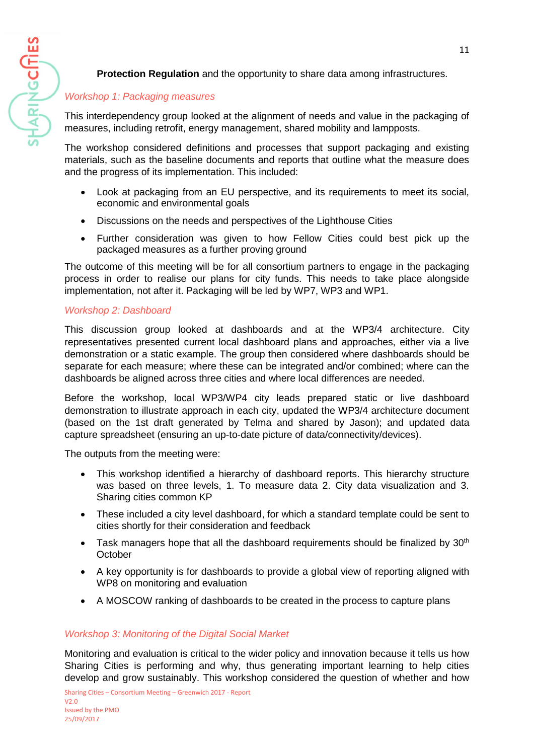**Protection Regulation** and the opportunity to share data among infrastructures.

### *Workshop 1: Packaging measures*

This interdependency group looked at the alignment of needs and value in the packaging of measures, including retrofit, energy management, shared mobility and lampposts.

The workshop considered definitions and processes that support packaging and existing materials, such as the baseline documents and reports that outline what the measure does and the progress of its implementation. This included:

- Look at packaging from an EU perspective, and its requirements to meet its social, economic and environmental goals
- Discussions on the needs and perspectives of the Lighthouse Cities
- Further consideration was given to how Fellow Cities could best pick up the packaged measures as a further proving ground

The outcome of this meeting will be for all consortium partners to engage in the packaging process in order to realise our plans for city funds. This needs to take place alongside implementation, not after it. Packaging will be led by WP7, WP3 and WP1.

### *Workshop 2: Dashboard*

This discussion group looked at dashboards and at the WP3/4 architecture. City representatives presented current local dashboard plans and approaches, either via a live demonstration or a static example. The group then considered where dashboards should be separate for each measure; where these can be integrated and/or combined; where can the dashboards be aligned across three cities and where local differences are needed.

Before the workshop, local WP3/WP4 city leads prepared static or live dashboard demonstration to illustrate approach in each city, updated the WP3/4 architecture document (based on the 1st draft generated by Telma and shared by Jason); and updated data capture spreadsheet (ensuring an up-to-date picture of data/connectivity/devices).

The outputs from the meeting were:

- This workshop identified a hierarchy of dashboard reports. This hierarchy structure was based on three levels, 1. To measure data 2. City data visualization and 3. Sharing cities common KP
- These included a city level dashboard, for which a standard template could be sent to cities shortly for their consideration and feedback
- Task managers hope that all the dashboard requirements should be finalized by 30th October
- A key opportunity is for dashboards to provide a global view of reporting aligned with WP8 on monitoring and evaluation
- A MOSCOW ranking of dashboards to be created in the process to capture plans

### *Workshop 3: Monitoring of the Digital Social Market*

Monitoring and evaluation is critical to the wider policy and innovation because it tells us how Sharing Cities is performing and why, thus generating important learning to help cities develop and grow sustainably. This workshop considered the question of whether and how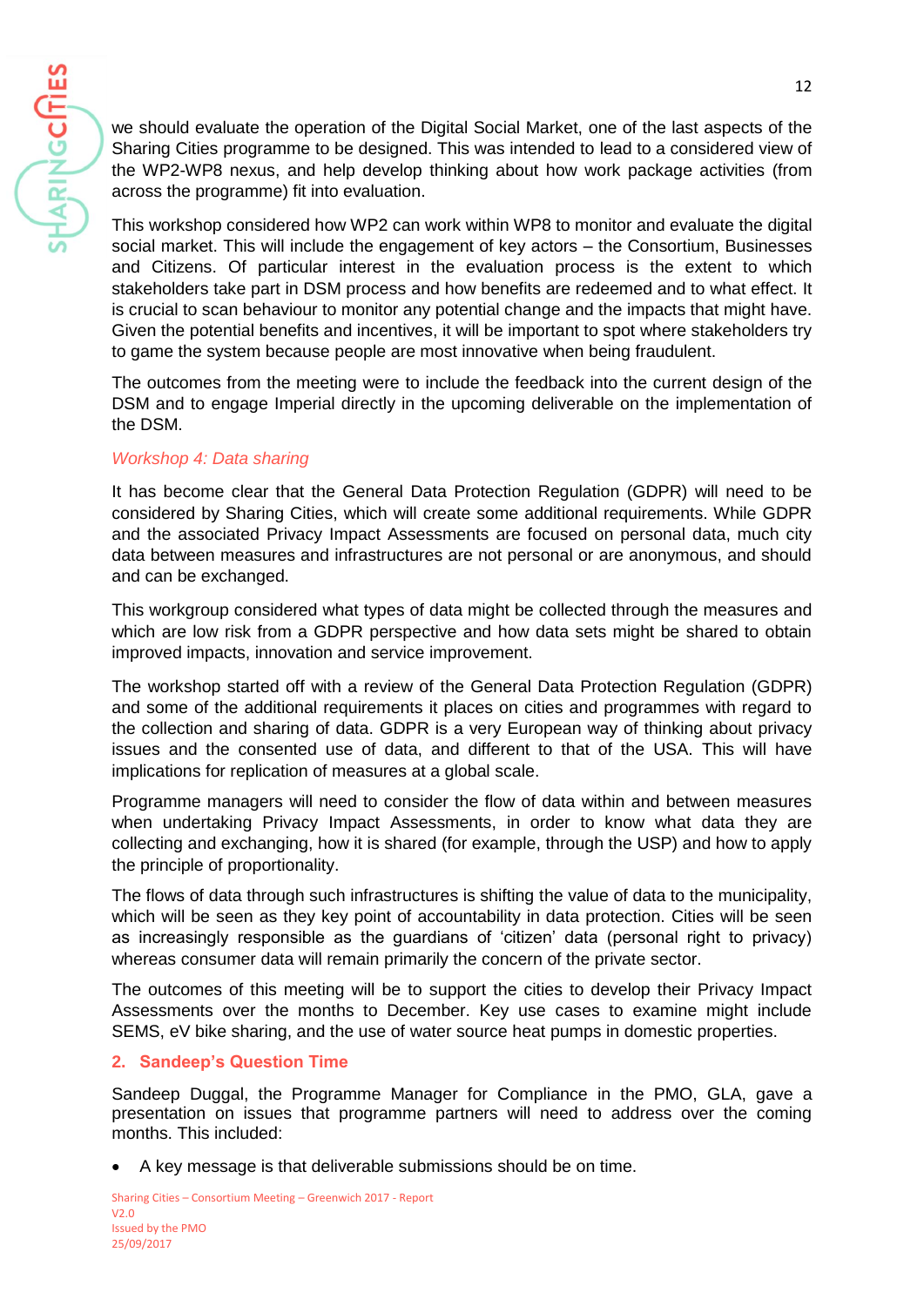we should evaluate the operation of the Digital Social Market, one of the last aspects of the Sharing Cities programme to be designed. This was intended to lead to a considered view of the WP2-WP8 nexus, and help develop thinking about how work package activities (from across the programme) fit into evaluation.

This workshop considered how WP2 can work within WP8 to monitor and evaluate the digital social market. This will include the engagement of key actors – the Consortium, Businesses and Citizens. Of particular interest in the evaluation process is the extent to which stakeholders take part in DSM process and how benefits are redeemed and to what effect. It is crucial to scan behaviour to monitor any potential change and the impacts that might have. Given the potential benefits and incentives, it will be important to spot where stakeholders try to game the system because people are most innovative when being fraudulent.

The outcomes from the meeting were to include the feedback into the current design of the DSM and to engage Imperial directly in the upcoming deliverable on the implementation of the DSM.

*Workshop 4: Data sharing*

It has become clear that the General Data Protection Regulation (GDPR) will need to be considered by Sharing Cities, which will create some additional requirements. While GDPR and the associated Privacy Impact Assessments are focused on personal data, much city data between measures and infrastructures are not personal or are anonymous, and should and can be exchanged.

This workgroup considered what types of data might be collected through the measures and which are low risk from a GDPR perspective and how data sets might be shared to obtain improved impacts, innovation and service improvement.

The workshop started off with a review of the General Data Protection Regulation (GDPR) and some of the additional requirements it places on cities and programmes with regard to the collection and sharing of data. GDPR is a very European way of thinking about privacy issues and the consented use of data, and different to that of the USA. This will have implications for replication of measures at a global scale.

Programme managers will need to consider the flow of data within and between measures when undertaking Privacy Impact Assessments, in order to know what data they are collecting and exchanging, how it is shared (for example, through the USP) and how to apply the principle of proportionality.

The flows of data through such infrastructures is shifting the value of data to the municipality, which will be seen as they key point of accountability in data protection. Cities will be seen as increasingly responsible as the guardians of 'citizen' data (personal right to privacy) whereas consumer data will remain primarily the concern of the private sector.

The outcomes of this meeting will be to support the cities to develop their Privacy Impact Assessments over the months to December. Key use cases to examine might include SEMS, eV bike sharing, and the use of water source heat pumps in domestic properties.

## 2. Sandeep's Question Time

Sandeep Duggal, the Programme Manager for Compliance in the PMO, GLA, gave a presentation on issues that programme partners will need to address over the coming months. This included:

- A key message is that deliverable submissions should be on time.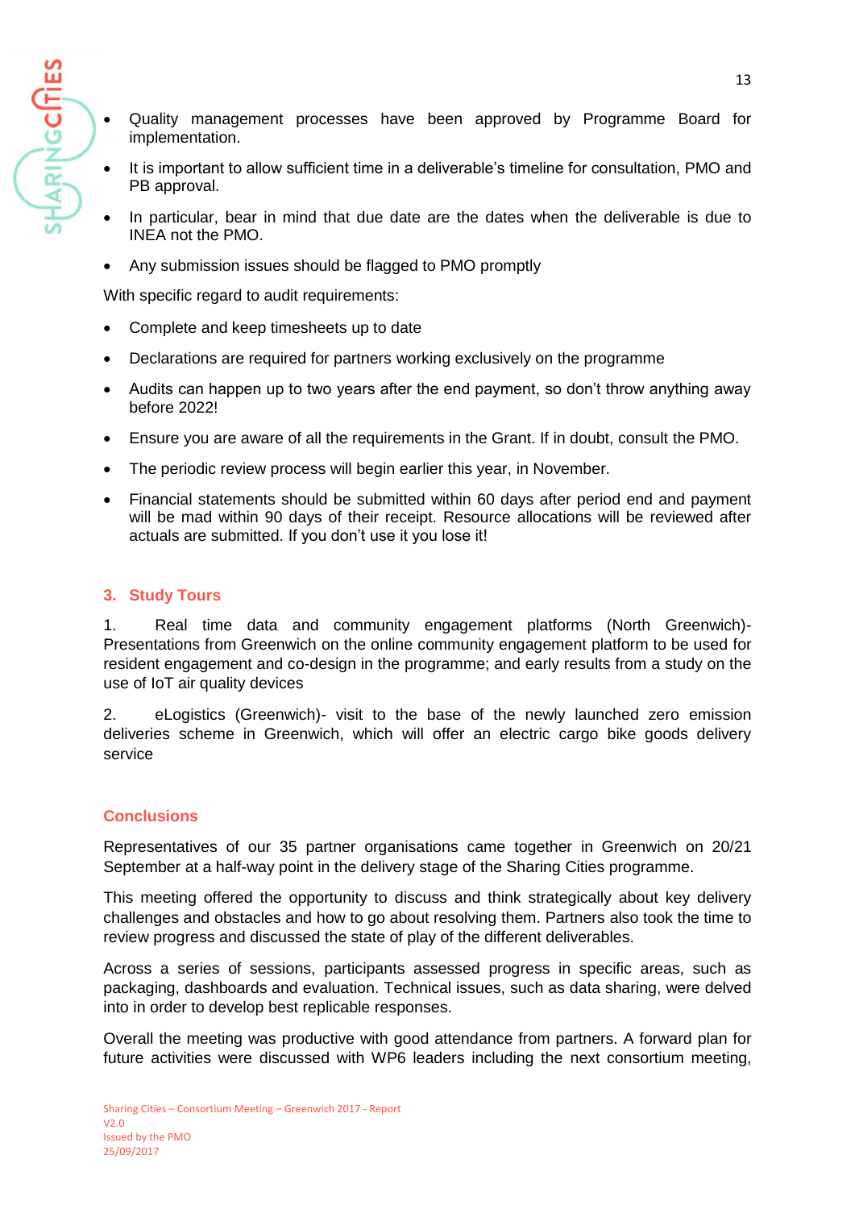- Quality management processes have been approved by Programme Board for implementation.
- It is important to allow sufficient time in a deliverable's timeline for consultation, PMO and PB approval.
- In particular, bear in mind that due date are the dates when the deliverable is due to INEA not the PMO.
- Any submission issues should be flagged to PMO promptly

With specific regard to audit requirements:

- Complete and keep timesheets up to date
- Declarations are required for partners working exclusively on the programme
- Audits can happen up to two years after the end payment, so don't throw anything away before 2022!
- Ensure you are aware of all the requirements in the Grant. If in doubt, consult the PMO.
- The periodic review process will begin earlier this year, in November.
- Financial statements should be submitted within 60 days after period end and payment will be mad within 90 days of their receipt. Resource allocations will be reviewed after actuals are submitted. If you don't use it you lose it!

## 3. Study Tours

1. Real time data and community engagement platforms (North Greenwich)- Presentations from Greenwich on the online community engagement platform to be used for resident engagement and co-design in the programme; and early results from a study on the use of IoT air quality devices

2. eLogistics (Greenwich)- visit to the base of the newly launched zero emission deliveries scheme in Greenwich, which will offer an electric cargo bike goods delivery service

## Conclusions

Representatives of our 35 partner organisations came together in Greenwich on 20/21 September at a half-way point in the delivery stage of the Sharing Cities programme.

This meeting offered the opportunity to discuss and think strategically about key delivery challenges and obstacles and how to go about resolving them. Partners also took the time to review progress and discussed the state of play of the different deliverables.

Across a series of sessions, participants assessed progress in specific areas, such as packaging, dashboards and evaluation. Technical issues, such as data sharing, were delved into in order to develop best replicable responses.

Overall the meeting was productive with good attendance from partners. A forward plan for future activities were discussed with WP6 leaders including the next consortium meeting,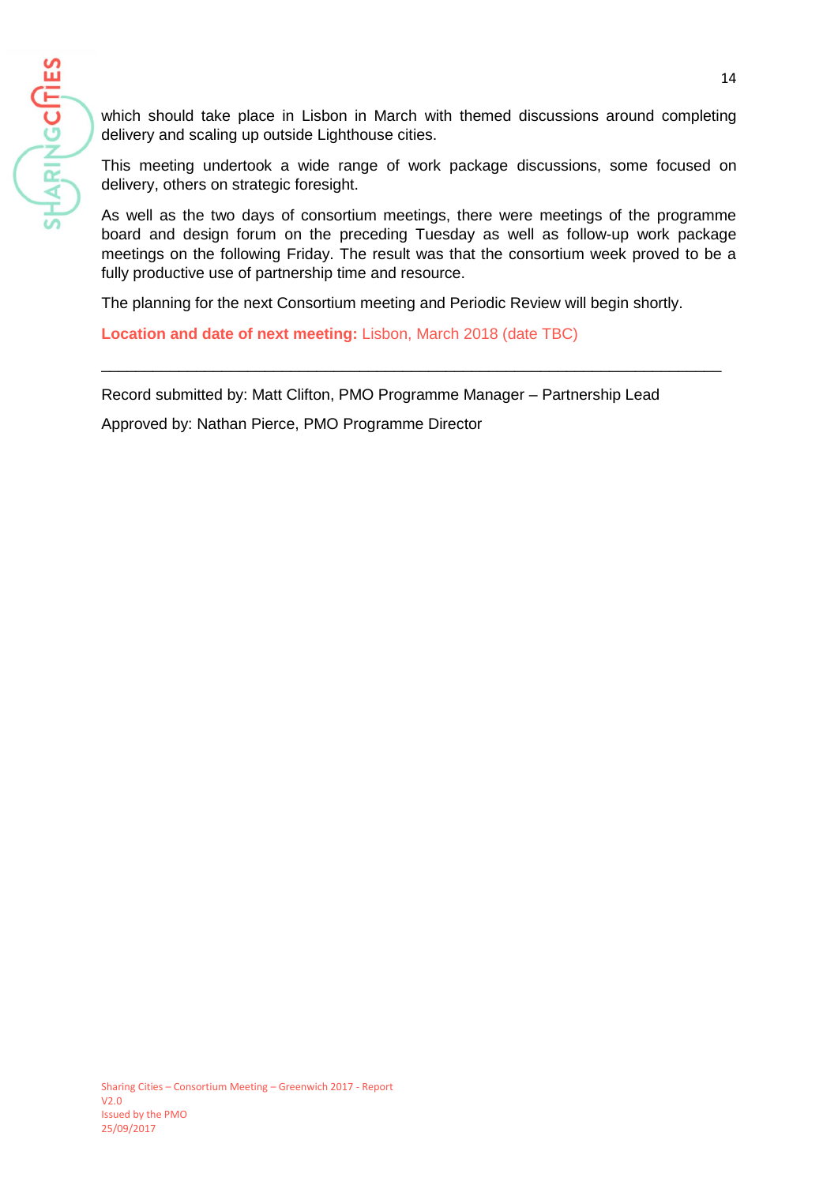which should take place in Lisbon in March with themed discussions around completing delivery and scaling up outside Lighthouse cities.

This meeting undertook a wide range of work package discussions, some focused on delivery, others on strategic foresight.

As well as the two days of consortium meetings, there were meetings of the programme board and design forum on the preceding Tuesday as well as follow-up work package meetings on the following Friday. The result was that the consortium week proved to be a fully productive use of partnership time and resource.

The planning for the next Consortium meeting and Periodic Review will begin shortly.

**Location and date of next meeting:** Lisbon, March 2018 (date TBC)

---

Record submitted by: Matt Clifton, PMO Programme Manager – Partnership Lead

Approved by: Nathan Pierce, PMO Programme Director